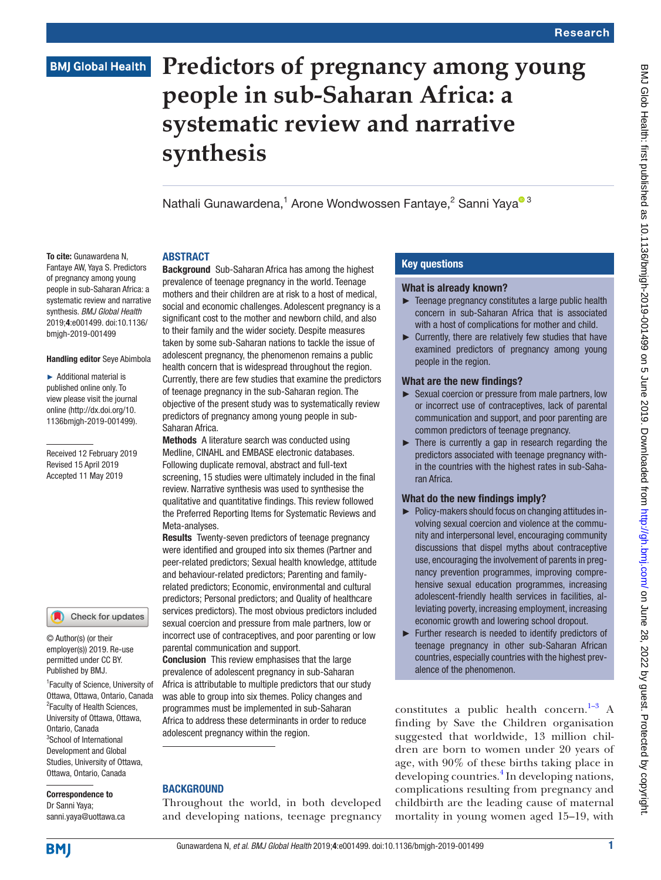Research

BMJ Global Health

# Predictors of pregnancy among young people in sub-Saharan Africa: a systematic review and narrative synthesis

Nathali Gunawardena,[1] Arone Wondwossen Fantaye,[2] Sanni Yaya[3]

**To cite:** Gunawardena N, Fantaye AW, Yaya S. Predictors of pregnancy among young people in sub-Saharan Africa: a systematic review and narrative synthesis. *BMJ Global Health* 2019;**4**:e001499. doi:10.1136/bmjgh-2019-001499

**Handling editor** Seye Abimbola

► Additional material is published online only. To view please visit the journal online (http://dx.doi.org/10.1136bmjgh-2019-001499).

Received 12 February 2019
Revised 15 April 2019
Accepted 11 May 2019

© Author(s) (or their employer(s)) 2019. Re-use permitted under CC BY. Published by BMJ.

[1]Faculty of Science, University of Ottawa, Ottawa, Ontario, Canada
[2]Faculty of Health Sciences, University of Ottawa, Ottawa, Ontario, Canada
[3]School of International Development and Global Studies, University of Ottawa, Ottawa, Ontario, Canada

**Correspondence to**
Dr Sanni Yaya;
sanni.yaya@uottawa.ca

## ABSTRACT

**Background** Sub-Saharan Africa has among the highest prevalence of teenage pregnancy in the world. Teenage mothers and their children are at risk to a host of medical, social and economic challenges. Adolescent pregnancy is a significant cost to the mother and newborn child, and also to their family and the wider society. Despite measures taken by some sub-Saharan nations to tackle the issue of adolescent pregnancy, the phenomenon remains a public health concern that is widespread throughout the region. Currently, there are few studies that examine the predictors of teenage pregnancy in the sub-Saharan region. The objective of the present study was to systematically review predictors of pregnancy among young people in sub-Saharan Africa.

**Methods** A literature search was conducted using Medline, CINAHL and EMBASE electronic databases. Following duplicate removal, abstract and full-text screening, 15 studies were ultimately included in the final review. Narrative synthesis was used to synthesise the qualitative and quantitative findings. This review followed the Preferred Reporting Items for Systematic Reviews and Meta-analyses.

**Results** Twenty-seven predictors of teenage pregnancy were identified and grouped into six themes (Partner and peer-related predictors; Sexual health knowledge, attitude and behaviour-related predictors; Parenting and family-related predictors; Economic, environmental and cultural predictors; Personal predictors; and Quality of healthcare services predictors). The most obvious predictors included sexual coercion and pressure from male partners, low or incorrect use of contraceptives, and poor parenting or low parental communication and support.

**Conclusion** This review emphasises that the large prevalence of adolescent pregnancy in sub-Saharan Africa is attributable to multiple predictors that our study was able to group into six themes. Policy changes and programmes must be implemented in sub-Saharan Africa to address these determinants in order to reduce adolescent pregnancy within the region.

## Key questions

### What is already known?

- Teenage pregnancy constitutes a large public health concern in sub-Saharan Africa that is associated with a host of complications for mother and child.
- Currently, there are relatively few studies that have examined predictors of pregnancy among young people in the region.

### What are the new findings?

- Sexual coercion or pressure from male partners, low or incorrect use of contraceptives, lack of parental communication and support, and poor parenting are common predictors of teenage pregnancy.
- There is currently a gap in research regarding the predictors associated with teenage pregnancy within the countries with the highest rates in sub-Saharan Africa.

### What do the new findings imply?

- Policy-makers should focus on changing attitudes involving sexual coercion and violence at the community and interpersonal level, encouraging community discussions that dispel myths about contraceptive use, encouraging the involvement of parents in pregnancy prevention programmes, improving comprehensive sexual education programmes, increasing adolescent-friendly health services in facilities, alleviating poverty, increasing employment, increasing economic growth and lowering school dropout.
- Further research is needed to identify predictors of teenage pregnancy in other sub-Saharan African countries, especially countries with the highest prevalence of the phenomenon.

## BACKGROUND

Throughout the world, in both developed and developing nations, teenage pregnancy constitutes a public health concern.[1–3] A finding by Save the Children organisation suggested that worldwide, 13 million children are born to women under 20 years of age, with 90% of these births taking place in developing countries.[4] In developing nations, complications resulting from pregnancy and childbirth are the leading cause of maternal mortality in young women aged 15–19, with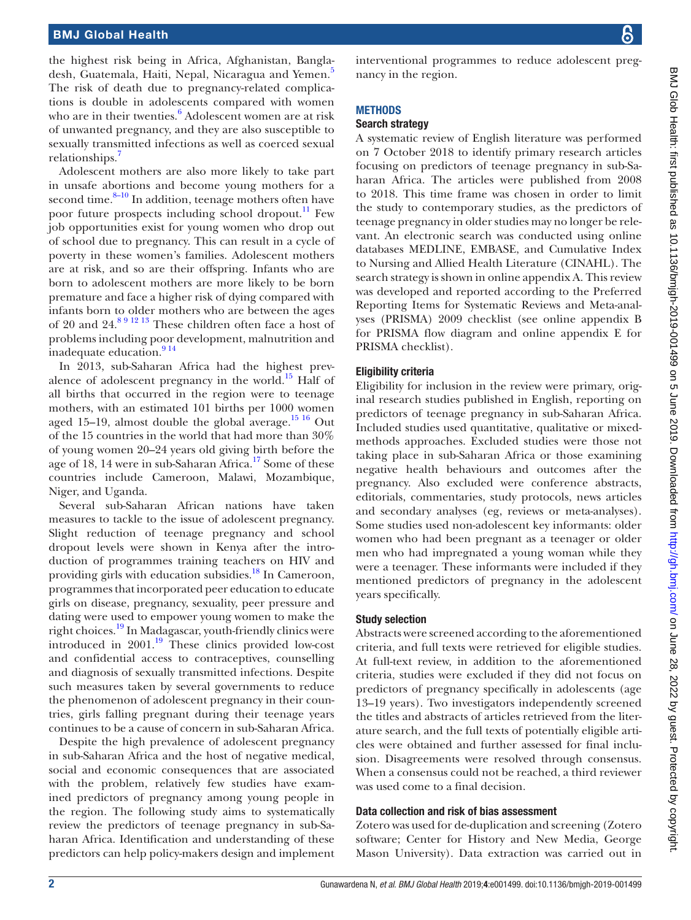the highest risk being in Africa, Afghanistan, Bangladesh, Guatemala, Haiti, Nepal, Nicaragua and Yemen.[5] The risk of death due to pregnancy-related complications is double in adolescents compared with women who are in their twenties.[6] Adolescent women are at risk of unwanted pregnancy, and they are also susceptible to sexually transmitted infections as well as coerced sexual relationships.[7]

Adolescent mothers are also more likely to take part in unsafe abortions and become young mothers for a second time.[8–10] In addition, teenage mothers often have poor future prospects including school dropout.[11] Few job opportunities exist for young women who drop out of school due to pregnancy. This can result in a cycle of poverty in these women's families. Adolescent mothers are at risk, and so are their offspring. Infants who are born to adolescent mothers are more likely to be born premature and face a higher risk of dying compared with infants born to older mothers who are between the ages of 20 and 24.[8 9 12 13] These children often face a host of problems including poor development, malnutrition and inadequate education.[9 14]

In 2013, sub-Saharan Africa had the highest prevalence of adolescent pregnancy in the world.[15] Half of all births that occurred in the region were to teenage mothers, with an estimated 101 births per 1000 women aged 15–19, almost double the global average.[15 16] Out of the 15 countries in the world that had more than 30% of young women 20–24 years old giving birth before the age of 18, 14 were in sub-Saharan Africa.[17] Some of these countries include Cameroon, Malawi, Mozambique, Niger, and Uganda.

Several sub-Saharan African nations have taken measures to tackle to the issue of adolescent pregnancy. Slight reduction of teenage pregnancy and school dropout levels were shown in Kenya after the introduction of programmes training teachers on HIV and providing girls with education subsidies.[18] In Cameroon, programmes that incorporated peer education to educate girls on disease, pregnancy, sexuality, peer pressure and dating were used to empower young women to make the right choices.[19] In Madagascar, youth-friendly clinics were introduced in 2001.[19] These clinics provided low-cost and confidential access to contraceptives, counselling and diagnosis of sexually transmitted infections. Despite such measures taken by several governments to reduce the phenomenon of adolescent pregnancy in their countries, girls falling pregnant during their teenage years continues to be a cause of concern in sub-Saharan Africa.

Despite the high prevalence of adolescent pregnancy in sub-Saharan Africa and the host of negative medical, social and economic consequences that are associated with the problem, relatively few studies have examined predictors of pregnancy among young people in the region. The following study aims to systematically review the predictors of teenage pregnancy in sub-Saharan Africa. Identification and understanding of these predictors can help policy-makers design and implement interventional programmes to reduce adolescent pregnancy in the region.

## METHODS

### Search strategy

A systematic review of English literature was performed on 7 October 2018 to identify primary research articles focusing on predictors of teenage pregnancy in sub-Saharan Africa. The articles were published from 2008 to 2018. This time frame was chosen in order to limit the study to contemporary studies, as the predictors of teenage pregnancy in older studies may no longer be relevant. An electronic search was conducted using online databases MEDLINE, EMBASE, and Cumulative Index to Nursing and Allied Health Literature (CINAHL). The search strategy is shown in online appendix A. This review was developed and reported according to the Preferred Reporting Items for Systematic Reviews and Meta-analyses (PRISMA) 2009 checklist (see online appendix B for PRISMA flow diagram and online appendix E for PRISMA checklist).

### Eligibility criteria

Eligibility for inclusion in the review were primary, original research studies published in English, reporting on predictors of teenage pregnancy in sub-Saharan Africa. Included studies used quantitative, qualitative or mixed-methods approaches. Excluded studies were those not taking place in sub-Saharan Africa or those examining negative health behaviours and outcomes after the pregnancy. Also excluded were conference abstracts, editorials, commentaries, study protocols, news articles and secondary analyses (eg, reviews or meta-analyses). Some studies used non-adolescent key informants: older women who had been pregnant as a teenager or older men who had impregnated a young woman while they were a teenager. These informants were included if they mentioned predictors of pregnancy in the adolescent years specifically.

### Study selection

Abstracts were screened according to the aforementioned criteria, and full texts were retrieved for eligible studies. At full-text review, in addition to the aforementioned criteria, studies were excluded if they did not focus on predictors of pregnancy specifically in adolescents (age 13–19 years). Two investigators independently screened the titles and abstracts of articles retrieved from the literature search, and the full texts of potentially eligible articles were obtained and further assessed for final inclusion. Disagreements were resolved through consensus. When a consensus could not be reached, a third reviewer was used come to a final decision.

### Data collection and risk of bias assessment

Zotero was used for de-duplication and screening (Zotero software; Center for History and New Media, George Mason University). Data extraction was carried out in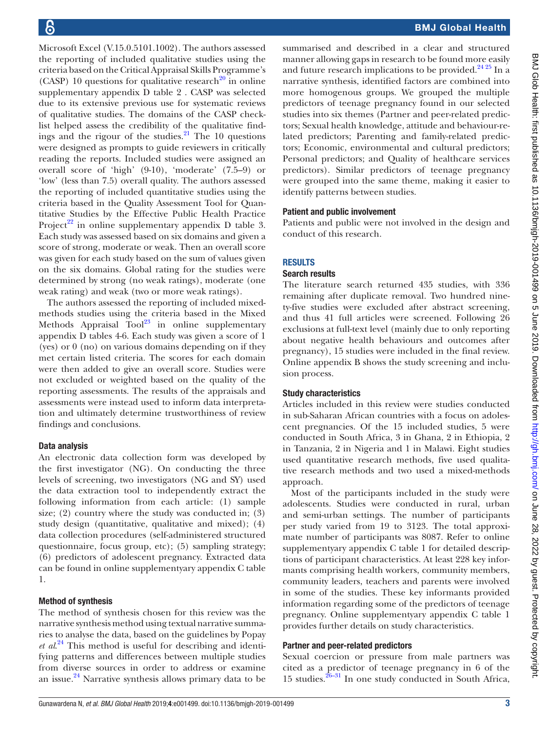Microsoft Excel (V.15.0.5101.1002). The authors assessed the reporting of included qualitative studies using the criteria based on the Critical Appraisal Skills Programme's (CASP) 10 questions for qualitative research[20] in online supplementary appendix D table 2 . CASP was selected due to its extensive previous use for systematic reviews of qualitative studies. The domains of the CASP checklist helped assess the credibility of the qualitative findings and the rigour of the studies.[21] The 10 questions were designed as prompts to guide reviewers in critically reading the reports. Included studies were assigned an overall score of 'high' (9-10), 'moderate' (7.5–9) or 'low' (less than 7.5) overall quality. The authors assessed the reporting of included quantitative studies using the criteria based in the Quality Assessment Tool for Quantitative Studies by the Effective Public Health Practice Project[22] in online supplementary appendix D table 3. Each study was assessed based on six domains and given a score of strong, moderate or weak. Then an overall score was given for each study based on the sum of values given on the six domains. Global rating for the studies were determined by strong (no weak ratings), moderate (one weak rating) and weak (two or more weak ratings).

The authors assessed the reporting of included mixed-methods studies using the criteria based in the Mixed Methods Appraisal Tool[23] in online supplementary appendix D tables 4-6. Each study was given a score of 1 (yes) or 0 (no) on various domains depending on if they met certain listed criteria. The scores for each domain were then added to give an overall score. Studies were not excluded or weighted based on the quality of the reporting assessments. The results of the appraisals and assessments were instead used to inform data interpretation and ultimately determine trustworthiness of review findings and conclusions.

### Data analysis

An electronic data collection form was developed by the first investigator (NG). On conducting the three levels of screening, two investigators (NG and SY) used the data extraction tool to independently extract the following information from each article: (1) sample size; (2) country where the study was conducted in; (3) study design (quantitative, qualitative and mixed); (4) data collection procedures (self-administered structured questionnaire, focus group, etc); (5) sampling strategy; (6) predictors of adolescent pregnancy. Extracted data can be found in online supplementyary appendix C table 1.

### Method of synthesis

The method of synthesis chosen for this review was the narrative synthesis method using textual narrative summaries to analyse the data, based on the guidelines by Popay *et al*.[24] This method is useful for describing and identifying patterns and differences between multiple studies from diverse sources in order to address or examine an issue.[24] Narrative synthesis allows primary data to be summarised and described in a clear and structured manner allowing gaps in research to be found more easily and future research implications to be provided.[24,25] In a narrative synthesis, identified factors are combined into more homogenous groups. We grouped the multiple predictors of teenage pregnancy found in our selected studies into six themes (Partner and peer-related predictors; Sexual health knowledge, attitude and behaviour-related predictors; Parenting and family-related predictors; Economic, environmental and cultural predictors; Personal predictors; and Quality of healthcare services predictors). Similar predictors of teenage pregnancy were grouped into the same theme, making it easier to identify patterns between studies.

### Patient and public involvement

Patients and public were not involved in the design and conduct of this research.

## RESULTS

### Search results

The literature search returned 435 studies, with 336 remaining after duplicate removal. Two hundred ninety-five studies were excluded after abstract screening, and thus 41 full articles were screened. Following 26 exclusions at full-text level (mainly due to only reporting about negative health behaviours and outcomes after pregnancy), 15 studies were included in the final review. Online appendix B shows the study screening and inclusion process.

### Study characteristics

Articles included in this review were studies conducted in sub-Saharan African countries with a focus on adolescent pregnancies. Of the 15 included studies, 5 were conducted in South Africa, 3 in Ghana, 2 in Ethiopia, 2 in Tanzania, 2 in Nigeria and 1 in Malawi. Eight studies used quantitative research methods, five used qualitative research methods and two used a mixed-methods approach.

Most of the participants included in the study were adolescents. Studies were conducted in rural, urban and semi-urban settings. The number of participants per study varied from 19 to 3123. The total approximate number of participants was 8087. Refer to online supplementyary appendix C table 1 for detailed descriptions of participant characteristics. At least 228 key informants comprising health workers, community members, community leaders, teachers and parents were involved in some of the studies. These key informants provided information regarding some of the predictors of teenage pregnancy. Online supplementyary appendix C table 1 provides further details on study characteristics.

### Partner and peer-related predictors

Sexual coercion or pressure from male partners was cited as a predictor of teenage pregnancy in 6 of the 15 studies.[26–31] In one study conducted in South Africa,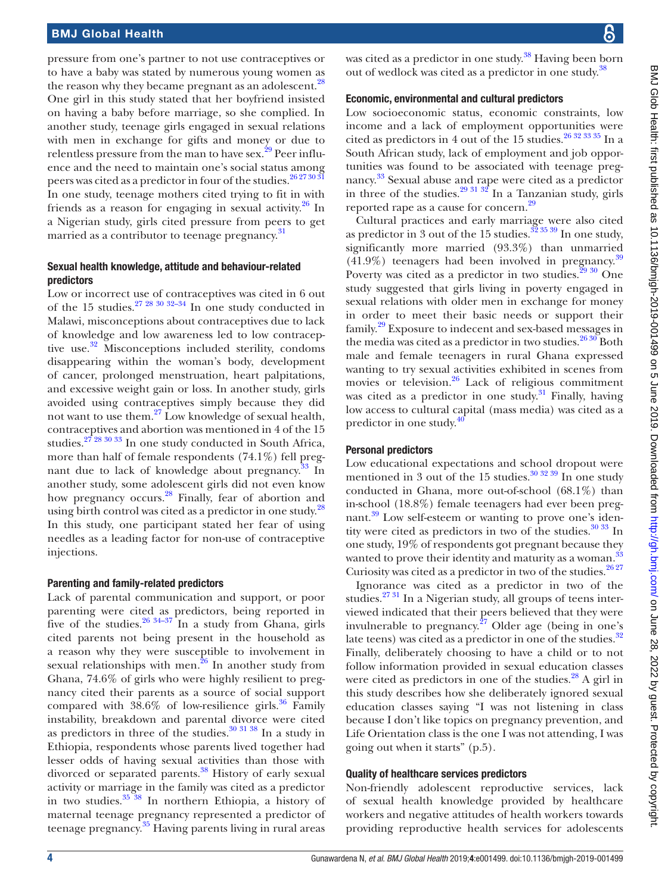pressure from one's partner to not use contraceptives or to have a baby was stated by numerous young women as the reason why they became pregnant as an adolescent.[28] One girl in this study stated that her boyfriend insisted on having a baby before marriage, so she complied. In another study, teenage girls engaged in sexual relations with men in exchange for gifts and money or due to relentless pressure from the man to have sex.[29] Peer influence and the need to maintain one's social status among peers was cited as a predictor in four of the studies.[26 27 30 31] In one study, teenage mothers cited trying to fit in with friends as a reason for engaging in sexual activity.[26] In a Nigerian study, girls cited pressure from peers to get married as a contributor to teenage pregnancy.[31]

### Sexual health knowledge, attitude and behaviour-related predictors

Low or incorrect use of contraceptives was cited in 6 out of the 15 studies.[27 28 30 32–34] In one study conducted in Malawi, misconceptions about contraceptives due to lack of knowledge and low awareness led to low contraceptive use.[32] Misconceptions included sterility, condoms disappearing within the woman's body, development of cancer, prolonged menstruation, heart palpitations, and excessive weight gain or loss. In another study, girls avoided using contraceptives simply because they did not want to use them.[27] Low knowledge of sexual health, contraceptives and abortion was mentioned in 4 of the 15 studies.[27 28 30 33] In one study conducted in South Africa, more than half of female respondents (74.1%) fell pregnant due to lack of knowledge about pregnancy.[33] In another study, some adolescent girls did not even know how pregnancy occurs.[28] Finally, fear of abortion and using birth control was cited as a predictor in one study.[28] In this study, one participant stated her fear of using needles as a leading factor for non-use of contraceptive injections.

### Parenting and family-related predictors

Lack of parental communication and support, or poor parenting were cited as predictors, being reported in five of the studies.[26 34–37] In a study from Ghana, girls cited parents not being present in the household as a reason why they were susceptible to involvement in sexual relationships with men.[26] In another study from Ghana, 74.6% of girls who were highly resilient to pregnancy cited their parents as a source of social support compared with 38.6% of low-resilience girls.[36] Family instability, breakdown and parental divorce were cited as predictors in three of the studies.[30 31 38] In a study in Ethiopia, respondents whose parents lived together had lesser odds of having sexual activities than those with divorced or separated parents.[38] History of early sexual activity or marriage in the family was cited as a predictor in two studies.[35 38] In northern Ethiopia, a history of maternal teenage pregnancy represented a predictor of teenage pregnancy.[35] Having parents living in rural areas was cited as a predictor in one study.[38] Having been born out of wedlock was cited as a predictor in one study.[38]

### Economic, environmental and cultural predictors

Low socioeconomic status, economic constraints, low income and a lack of employment opportunities were cited as predictors in 4 out of the 15 studies.[26 32 33 35] In a South African study, lack of employment and job opportunities was found to be associated with teenage pregnancy.[33] Sexual abuse and rape were cited as a predictor in three of the studies.[29 31 32] In a Tanzanian study, girls reported rape as a cause for concern.[29]

Cultural practices and early marriage were also cited as predictor in 3 out of the 15 studies.[32 35 39] In one study, significantly more married (93.3%) than unmarried (41.9%) teenagers had been involved in pregnancy.[39] Poverty was cited as a predictor in two studies.[29 30] One study suggested that girls living in poverty engaged in sexual relations with older men in exchange for money in order to meet their basic needs or support their family.[29] Exposure to indecent and sex-based messages in the media was cited as a predictor in two studies.[26 30] Both male and female teenagers in rural Ghana expressed wanting to try sexual activities exhibited in scenes from movies or television.[26] Lack of religious commitment was cited as a predictor in one study.[31] Finally, having low access to cultural capital (mass media) was cited as a predictor in one study.[40]

### Personal predictors

Low educational expectations and school dropout were mentioned in 3 out of the 15 studies.[30 32 39] In one study conducted in Ghana, more out-of-school (68.1%) than in-school (18.8%) female teenagers had ever been pregnant.[39] Low self-esteem or wanting to prove one's identity were cited as predictors in two of the studies.[30 33] In one study, 19% of respondents got pregnant because they wanted to prove their identity and maturity as a woman.[33] Curiosity was cited as a predictor in two of the studies.[26 27]

Ignorance was cited as a predictor in two of the studies.[27 31] In a Nigerian study, all groups of teens interviewed indicated that their peers believed that they were invulnerable to pregnancy.[27] Older age (being in one's late teens) was cited as a predictor in one of the studies.[32] Finally, deliberately choosing to have a child or to not follow information provided in sexual education classes were cited as predictors in one of the studies.[28] A girl in this study describes how she deliberately ignored sexual education classes saying "I was not listening in class because I don't like topics on pregnancy prevention, and Life Orientation class is the one I was not attending, I was going out when it starts" (p.5).

### Quality of healthcare services predictors

Non-friendly adolescent reproductive services, lack of sexual health knowledge provided by healthcare workers and negative attitudes of health workers towards providing reproductive health services for adolescents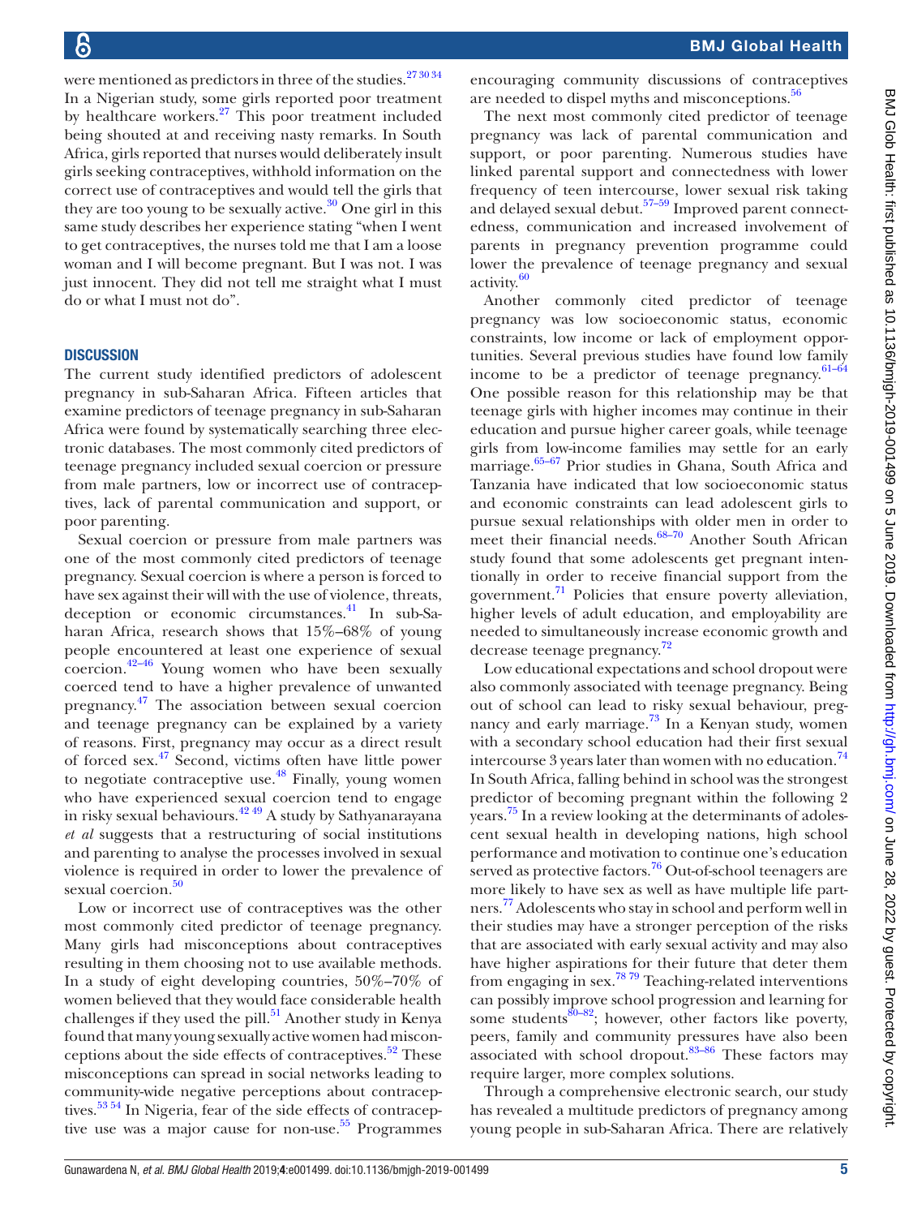were mentioned as predictors in three of the studies.[27 30 34] In a Nigerian study, some girls reported poor treatment by healthcare workers.[27] This poor treatment included being shouted at and receiving nasty remarks. In South Africa, girls reported that nurses would deliberately insult girls seeking contraceptives, withhold information on the correct use of contraceptives and would tell the girls that they are too young to be sexually active.[30] One girl in this same study describes her experience stating "when I went to get contraceptives, the nurses told me that I am a loose woman and I will become pregnant. But I was not. I was just innocent. They did not tell me straight what I must do or what I must not do".

## DISCUSSION

The current study identified predictors of adolescent pregnancy in sub-Saharan Africa. Fifteen articles that examine predictors of teenage pregnancy in sub-Saharan Africa were found by systematically searching three electronic databases. The most commonly cited predictors of teenage pregnancy included sexual coercion or pressure from male partners, low or incorrect use of contraceptives, lack of parental communication and support, or poor parenting.

Sexual coercion or pressure from male partners was one of the most commonly cited predictors of teenage pregnancy. Sexual coercion is where a person is forced to have sex against their will with the use of violence, threats, deception or economic circumstances.[41] In sub-Saharan Africa, research shows that 15%–68% of young people encountered at least one experience of sexual coercion.[42–46] Young women who have been sexually coerced tend to have a higher prevalence of unwanted pregnancy.[47] The association between sexual coercion and teenage pregnancy can be explained by a variety of reasons. First, pregnancy may occur as a direct result of forced sex.[47] Second, victims often have little power to negotiate contraceptive use.[48] Finally, young women who have experienced sexual coercion tend to engage in risky sexual behaviours.[42 49] A study by Sathyanarayana *et al* suggests that a restructuring of social institutions and parenting to analyse the processes involved in sexual violence is required in order to lower the prevalence of sexual coercion.[50]

Low or incorrect use of contraceptives was the other most commonly cited predictor of teenage pregnancy. Many girls had misconceptions about contraceptives resulting in them choosing not to use available methods. In a study of eight developing countries, 50%–70% of women believed that they would face considerable health challenges if they used the pill.[51] Another study in Kenya found that many young sexually active women had misconceptions about the side effects of contraceptives.[52] These misconceptions can spread in social networks leading to community-wide negative perceptions about contraceptives.[53 54] In Nigeria, fear of the side effects of contraceptive use was a major cause for non-use.[55] Programmes encouraging community discussions of contraceptives are needed to dispel myths and misconceptions.[56]

The next most commonly cited predictor of teenage pregnancy was lack of parental communication and support, or poor parenting. Numerous studies have linked parental support and connectedness with lower frequency of teen intercourse, lower sexual risk taking and delayed sexual debut.[57–59] Improved parent connectedness, communication and increased involvement of parents in pregnancy prevention programme could lower the prevalence of teenage pregnancy and sexual activity.[60]

Another commonly cited predictor of teenage pregnancy was low socioeconomic status, economic constraints, low income or lack of employment opportunities. Several previous studies have found low family income to be a predictor of teenage pregnancy.[61–64] One possible reason for this relationship may be that teenage girls with higher incomes may continue in their education and pursue higher career goals, while teenage girls from low-income families may settle for an early marriage.[65–67] Prior studies in Ghana, South Africa and Tanzania have indicated that low socioeconomic status and economic constraints can lead adolescent girls to pursue sexual relationships with older men in order to meet their financial needs.[68–70] Another South African study found that some adolescents get pregnant intentionally in order to receive financial support from the government.[71] Policies that ensure poverty alleviation, higher levels of adult education, and employability are needed to simultaneously increase economic growth and decrease teenage pregnancy.[72]

Low educational expectations and school dropout were also commonly associated with teenage pregnancy. Being out of school can lead to risky sexual behaviour, pregnancy and early marriage.[73] In a Kenyan study, women with a secondary school education had their first sexual intercourse 3 years later than women with no education.[74] In South Africa, falling behind in school was the strongest predictor of becoming pregnant within the following 2 years.[75] In a review looking at the determinants of adolescent sexual health in developing nations, high school performance and motivation to continue one's education served as protective factors.[76] Out-of-school teenagers are more likely to have sex as well as have multiple life partners.[77] Adolescents who stay in school and perform well in their studies may have a stronger perception of the risks that are associated with early sexual activity and may also have higher aspirations for their future that deter them from engaging in sex.[78 79] Teaching-related interventions can possibly improve school progression and learning for some students[80–82]; however, other factors like poverty, peers, family and community pressures have also been associated with school dropout.[83–86] These factors may require larger, more complex solutions.

Through a comprehensive electronic search, our study has revealed a multitude predictors of pregnancy among young people in sub-Saharan Africa. There are relatively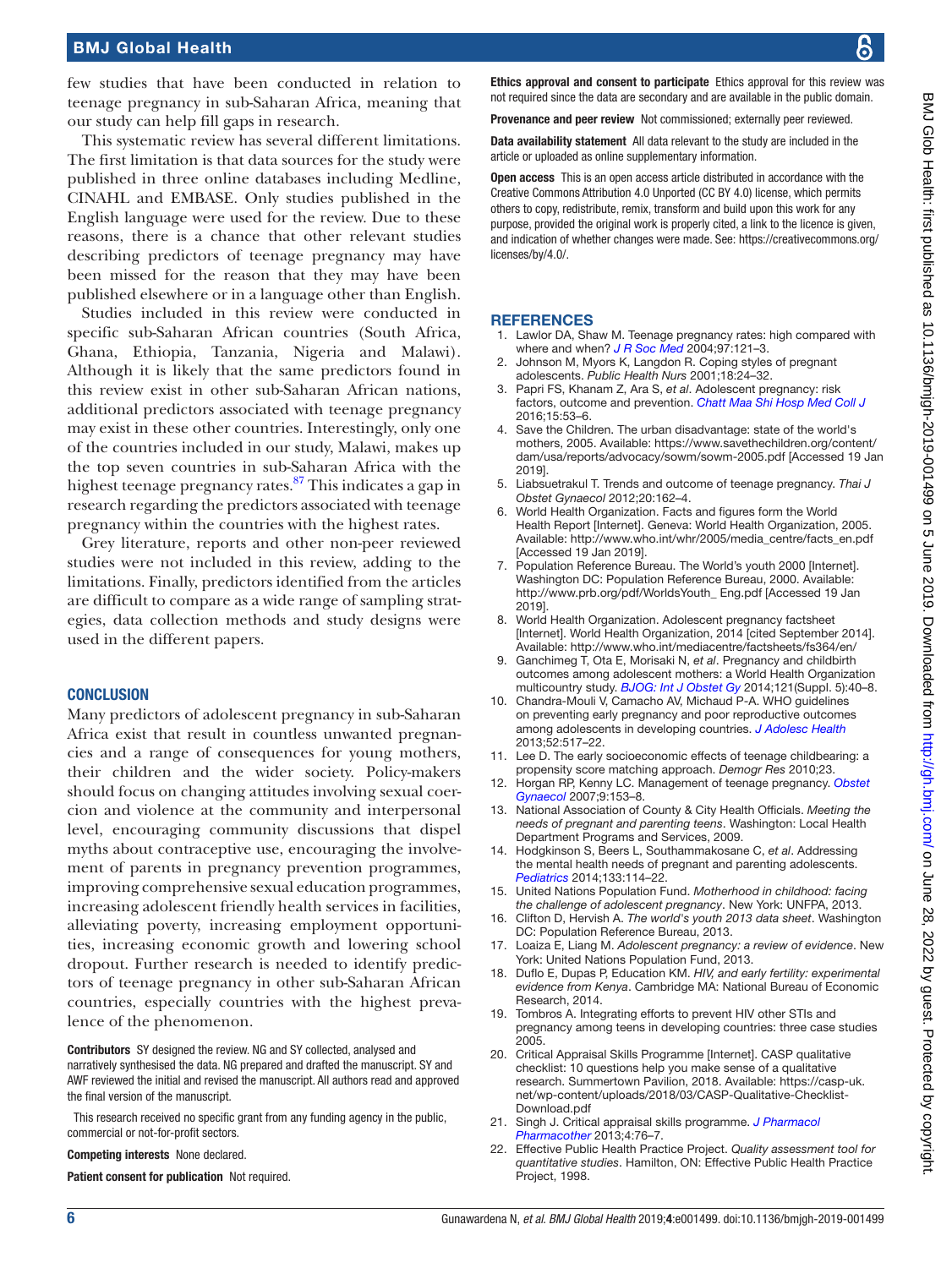few studies that have been conducted in relation to teenage pregnancy in sub-Saharan Africa, meaning that our study can help fill gaps in research.

This systematic review has several different limitations. The first limitation is that data sources for the study were published in three online databases including Medline, CINAHL and EMBASE. Only studies published in the English language were used for the review. Due to these reasons, there is a chance that other relevant studies describing predictors of teenage pregnancy may have been missed for the reason that they may have been published elsewhere or in a language other than English.

Studies included in this review were conducted in specific sub-Saharan African countries (South Africa, Ghana, Ethiopia, Tanzania, Nigeria and Malawi). Although it is likely that the same predictors found in this review exist in other sub-Saharan African nations, additional predictors associated with teenage pregnancy may exist in these other countries. Interestingly, only one of the countries included in our study, Malawi, makes up the top seven countries in sub-Saharan Africa with the highest teenage pregnancy rates.[87] This indicates a gap in research regarding the predictors associated with teenage pregnancy within the countries with the highest rates.

Grey literature, reports and other non-peer reviewed studies were not included in this review, adding to the limitations. Finally, predictors identified from the articles are difficult to compare as a wide range of sampling strategies, data collection methods and study designs were used in the different papers.

## CONCLUSION

Many predictors of adolescent pregnancy in sub-Saharan Africa exist that result in countless unwanted pregnancies and a range of consequences for young mothers, their children and the wider society. Policy-makers should focus on changing attitudes involving sexual coercion and violence at the community and interpersonal level, encouraging community discussions that dispel myths about contraceptive use, encouraging the involvement of parents in pregnancy prevention programmes, improving comprehensive sexual education programmes, increasing adolescent friendly health services in facilities, alleviating poverty, increasing employment opportunities, increasing economic growth and lowering school dropout. Further research is needed to identify predictors of teenage pregnancy in other sub-Saharan African countries, especially countries with the highest prevalence of the phenomenon.

**Contributors** SY designed the review. NG and SY collected, analysed and narratively synthesised the data. NG prepared and drafted the manuscript. SY and AWF reviewed the initial and revised the manuscript. All authors read and approved the final version of the manuscript.

This research received no specific grant from any funding agency in the public, commercial or not-for-profit sectors.

**Competing interests** None declared.

**Patient consent for publication** Not required.

**Ethics approval and consent to participate** Ethics approval for this review was not required since the data are secondary and are available in the public domain.

**Provenance and peer review** Not commissioned; externally peer reviewed.

**Data availability statement** All data relevant to the study are included in the article or uploaded as online supplementary information.

**Open access** This is an open access article distributed in accordance with the Creative Commons Attribution 4.0 Unported (CC BY 4.0) license, which permits others to copy, redistribute, remix, transform and build upon this work for any purpose, provided the original work is properly cited, a link to the licence is given, and indication of whether changes were made. See: https://creativecommons.org/licenses/by/4.0/.

## REFERENCES

1. Lawlor DA, Shaw M. Teenage pregnancy rates: high compared with where and when? *J R Soc Med* 2004;97:121–3.
2. Johnson M, Myors K, Langdon R. Coping styles of pregnant adolescents. *Public Health Nurs* 2001;18:24–32.
3. Papri FS, Khanam Z, Ara S, *et al*. Adolescent pregnancy: risk factors, outcome and prevention. *Chatt Maa Shi Hosp Med Coll J* 2016;15:53–6.
4. Save the Children. The urban disadvantage: state of the world's mothers, 2005. Available: https://www.savethechildren.org/content/dam/usa/reports/advocacy/sowm/sowm-2005.pdf [Accessed 19 Jan 2019].
5. Liabsuetrakul T. Trends and outcome of teenage pregnancy. *Thai J Obstet Gynaecol* 2012;20:162–4.
6. World Health Organization. Facts and figures form the World Health Report [Internet]. Geneva: World Health Organization, 2005. Available: http://www.who.int/whr/2005/media_centre/facts_en.pdf [Accessed 19 Jan 2019].
7. Population Reference Bureau. The World's youth 2000 [Internet]. Washington DC: Population Reference Bureau, 2000. Available: http://www.prb.org/pdf/WorldsYouth_ Eng.pdf [Accessed 19 Jan 2019].
8. World Health Organization. Adolescent pregnancy factsheet [Internet]. World Health Organization, 2014 [cited September 2014]. Available: http://www.who.int/mediacentre/factsheets/fs364/en/
9. Ganchimeg T, Ota E, Morisaki N, *et al*. Pregnancy and childbirth outcomes among adolescent mothers: a World Health Organization multicountry study. *BJOG: Int J Obstet Gy* 2014;121(Suppl. 5):40–8.
10. Chandra-Mouli V, Camacho AV, Michaud P-A. WHO guidelines on preventing early pregnancy and poor reproductive outcomes among adolescents in developing countries. *J Adolesc Health* 2013;52:517–22.
11. Lee D. The early socioeconomic effects of teenage childbearing: a propensity score matching approach. *Demogr Res* 2010;23.
12. Horgan RP, Kenny LC. Management of teenage pregnancy. *Obstet Gynaecol* 2007;9:153–8.
13. National Association of County & City Health Officials. *Meeting the needs of pregnant and parenting teens*. Washington: Local Health Department Programs and Services, 2009.
14. Hodgkinson S, Beers L, Southammakosane C, *et al*. Addressing the mental health needs of pregnant and parenting adolescents. *Pediatrics* 2014;133:114–22.
15. United Nations Population Fund. *Motherhood in childhood: facing the challenge of adolescent pregnancy*. New York: UNFPA, 2013.
16. Clifton D, Hervish A. *The world's youth 2013 data sheet*. Washington DC: Population Reference Bureau, 2013.
17. Loaiza E, Liang M. *Adolescent pregnancy: a review of evidence*. New York: United Nations Population Fund, 2013.
18. Duflo E, Dupas P, Education KM. *HIV, and early fertility: experimental evidence from Kenya*. Cambridge MA: National Bureau of Economic Research, 2014.
19. Tombros A. Integrating efforts to prevent HIV other STIs and pregnancy among teens in developing countries: three case studies 2005.
20. Critical Appraisal Skills Programme [Internet]. CASP qualitative checklist: 10 questions help you make sense of a qualitative research. Summertown Pavilion, 2018. Available: https://casp-uk.net/wp-content/uploads/2018/03/CASP-Qualitative-Checklist-Download.pdf
21. Singh J. Critical appraisal skills programme. *J Pharmacol Pharmacother* 2013;4:76–7.
22. Effective Public Health Practice Project. *Quality assessment tool for quantitative studies*. Hamilton, ON: Effective Public Health Practice Project, 1998.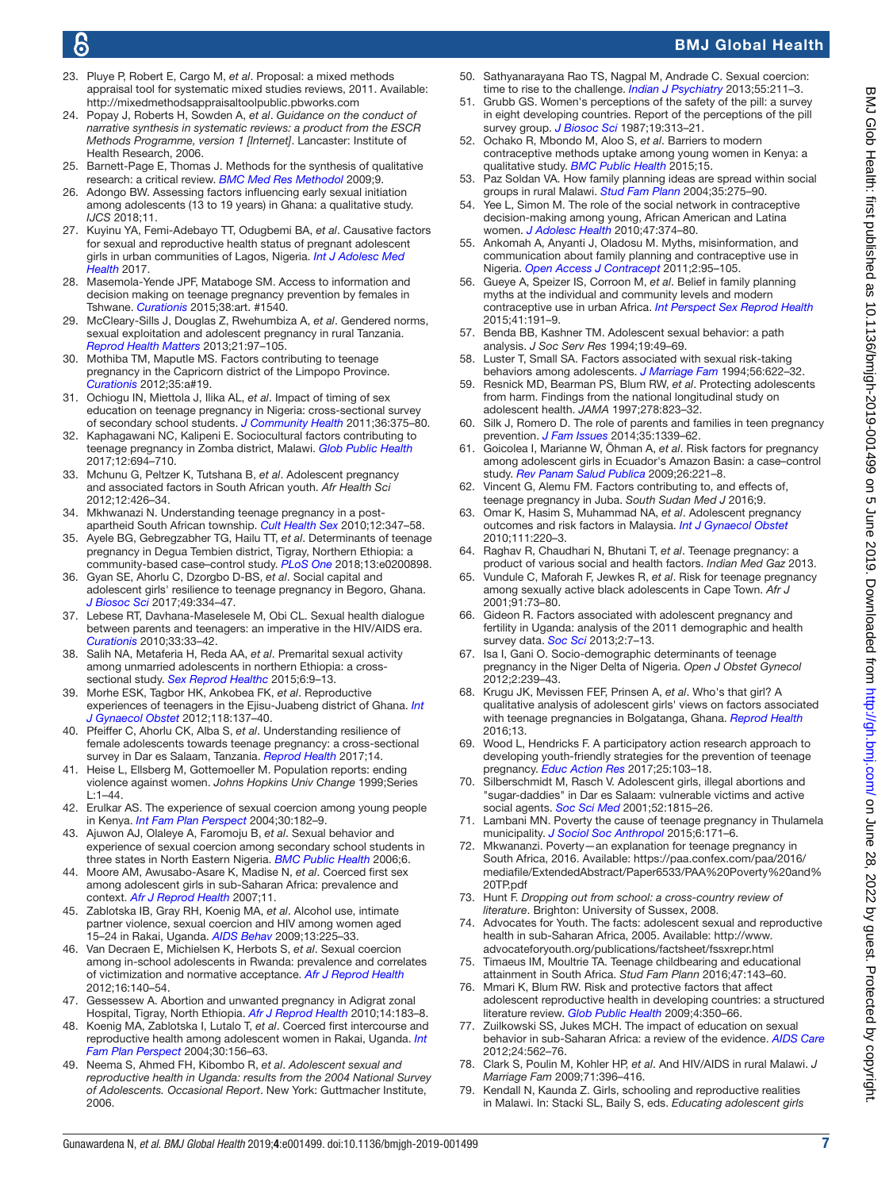23. Pluye P, Robert E, Cargo M, *et al*. Proposal: a mixed methods appraisal tool for systematic mixed studies reviews, 2011. Available: http://mixedmethodsappraisaltoolpublic.pbworks.com
24. Popay J, Roberts H, Sowden A, *et al*. *Guidance on the conduct of narrative synthesis in systematic reviews: a product from the ESCR Methods Programme, version 1 [Internet]*. Lancaster: Institute of Health Research, 2006.
25. Barnett-Page E, Thomas J. Methods for the synthesis of qualitative research: a critical review. *BMC Med Res Methodol* 2009;9.
26. Adongo BW. Assessing factors influencing early sexual initiation among adolescents (13 to 19 years) in Ghana: a qualitative study. *IJCS* 2018;11.
27. Kuyinu YA, Femi-Adebayo TT, Odugbemi BA, *et al*. Causative factors for sexual and reproductive health status of pregnant adolescent girls in urban communities of Lagos, Nigeria. *Int J Adolesc Med Health* 2017.
28. Masemola-Yende JPF, Mataboge SM. Access to information and decision making on teenage pregnancy prevention by females in Tshwane. *Curationis* 2015;38:art. #1540.
29. McCleary-Sills J, Douglas Z, Rwehumbiza A, *et al*. Gendered norms, sexual exploitation and adolescent pregnancy in rural Tanzania. *Reprod Health Matters* 2013;21:97–105.
30. Mothiba TM, Maputle MS. Factors contributing to teenage pregnancy in the Capricorn district of the Limpopo Province. *Curationis* 2012;35:a#19.
31. Ochiogu IN, Miettola J, Ilika AL, *et al*. Impact of timing of sex education on teenage pregnancy in Nigeria: cross-sectional survey of secondary school students. *J Community Health* 2011;36:375–80.
32. Kaphagawani NC, Kalipeni E. Sociocultural factors contributing to teenage pregnancy in Zomba district, Malawi. *Glob Public Health* 2017;12:694–710.
33. Mchunu G, Peltzer K, Tutshana B, *et al*. Adolescent pregnancy and associated factors in South African youth. *Afr Health Sci* 2012;12:426–34.
34. Mkhwanazi N. Understanding teenage pregnancy in a post-apartheid South African township. *Cult Health Sex* 2010;12:347–58.
35. Ayele BG, Gebregzabher TG, Hailu TT, *et al*. Determinants of teenage pregnancy in Degua Tembien district, Tigray, Northern Ethiopia: a community-based case–control study. *PLoS One* 2018;13:e0200898.
36. Gyan SE, Ahorlu C, Dzorgbo D-BS, *et al*. Social capital and adolescent girls' resilience to teenage pregnancy in Begoro, Ghana. *J Biosoc Sci* 2017;49:334–47.
37. Lebese RT, Davhana-Maselesele M, Obi CL. Sexual health dialogue between parents and teenagers: an imperative in the HIV/AIDS era. *Curationis* 2010;33:33–42.
38. Salih NA, Metaferia H, Reda AA, *et al*. Premarital sexual activity among unmarried adolescents in northern Ethiopia: a cross-sectional study. *Sex Reprod Healthc* 2015;6:9–13.
39. Morhe ESK, Tagbor HK, Ankobea FK, *et al*. Reproductive experiences of teenagers in the Ejisu-Juabeng district of Ghana. *Int J Gynaecol Obstet* 2012;118:137–40.
40. Pfeiffer C, Ahorlu CK, Alba S, *et al*. Understanding resilience of female adolescents towards teenage pregnancy: a cross-sectional survey in Dar es Salaam, Tanzania. *Reprod Health* 2017;14.
41. Heise L, Ellsberg M, Gottemoeller M. Population reports: ending violence against women. *Johns Hopkins Univ Change* 1999;Series L:1–44.
42. Erulkar AS. The experience of sexual coercion among young people in Kenya. *Int Fam Plan Perspect* 2004;30:182–9.
43. Ajuwon AJ, Olaleye A, Faromoju B, *et al*. Sexual behavior and experience of sexual coercion among secondary school students in three states in North Eastern Nigeria. *BMC Public Health* 2006;6.
44. Moore AM, Awusabo-Asare K, Madise N, *et al*. Coerced first sex among adolescent girls in sub-Saharan Africa: prevalence and context. *Afr J Reprod Health* 2007;11.
45. Zablotska IB, Gray RH, Koenig MA, *et al*. Alcohol use, intimate partner violence, sexual coercion and HIV among women aged 15–24 in Rakai, Uganda. *AIDS Behav* 2009;13:225–33.
46. Van Decraen E, Michielsen K, Herbots S, *et al*. Sexual coercion among in-school adolescents in Rwanda: prevalence and correlates of victimization and normative acceptance. *Afr J Reprod Health* 2012;16:140–54.
47. Gessessew A. Abortion and unwanted pregnancy in Adigrat zonal Hospital, Tigray, North Ethiopia. *Afr J Reprod Health* 2010;14:183–8.
48. Koenig MA, Zablotska I, Lutalo T, *et al*. Coerced first intercourse and reproductive health among adolescent women in Rakai, Uganda. *Int Fam Plan Perspect* 2004;30:156–63.
49. Neema S, Ahmed FH, Kibombo R, *et al*. *Adolescent sexual and reproductive health in Uganda: results from the 2004 National Survey of Adolescents. Occasional Report*. New York: Guttmacher Institute, 2006.
50. Sathyanarayana Rao TS, Nagpal M, Andrade C. Sexual coercion: time to rise to the challenge. *Indian J Psychiatry* 2013;55:211–3.
51. Grubb GS. Women's perceptions of the safety of the pill: a survey in eight developing countries. Report of the perceptions of the pill survey group. *J Biosoc Sci* 1987;19:313–21.
52. Ochako R, Mbondo M, Aloo S, *et al*. Barriers to modern contraceptive methods uptake among young women in Kenya: a qualitative study. *BMC Public Health* 2015;15.
53. Paz Soldan VA. How family planning ideas are spread within social groups in rural Malawi. *Stud Fam Plann* 2004;35:275–90.
54. Yee L, Simon M. The role of the social network in contraceptive decision-making among young, African American and Latina women. *J Adolesc Health* 2010;47:374–80.
55. Ankomah A, Anyanti J, Oladosu M. Myths, misinformation, and communication about family planning and contraceptive use in Nigeria. *Open Access J Contracept* 2011;2:95–105.
56. Gueye A, Speizer IS, Corroon M, *et al*. Belief in family planning myths at the individual and community levels and modern contraceptive use in urban Africa. *Int Perspect Sex Reprod Health* 2015;41:191–9.
57. Benda BB, Kashner TM. Adolescent sexual behavior: a path analysis. *J Soc Serv Res* 1994;19:49–69.
58. Luster T, Small SA. Factors associated with sexual risk-taking behaviors among adolescents. *J Marriage Fam* 1994;56:622–32.
59. Resnick MD, Bearman PS, Blum RW, *et al*. Protecting adolescents from harm. Findings from the national longitudinal study on adolescent health. *JAMA* 1997;278:823–32.
60. Silk J, Romero D. The role of parents and families in teen pregnancy prevention. *J Fam Issues* 2014;35:1339–62.
61. Goicolea I, Marianne W, Öhman A, *et al*. Risk factors for pregnancy among adolescent girls in Ecuador's Amazon Basin: a case–control study. *Rev Panam Salud Publica* 2009;26:221–8.
62. Vincent G, Alemu FM. Factors contributing to, and effects of, teenage pregnancy in Juba. *South Sudan Med J* 2016;9.
63. Omar K, Hasim S, Muhammad NA, *et al*. Adolescent pregnancy outcomes and risk factors in Malaysia. *Int J Gynaecol Obstet* 2010;111:220–3.
64. Raghav R, Chaudhari N, Bhutani T, *et al*. Teenage pregnancy: a product of various social and health factors. *Indian Med Gaz* 2013.
65. Vundule C, Maforah F, Jewkes R, *et al*. Risk for teenage pregnancy among sexually active black adolescents in Cape Town. *Afr J* 2001;91:73–80.
66. Gideon R. Factors associated with adolescent pregnancy and fertility in Uganda: analysis of the 2011 demographic and health survey data. *Soc Sci* 2013;2:7–13.
67. Isa I, Gani O. Socio-demographic determinants of teenage pregnancy in the Niger Delta of Nigeria. *Open J Obstet Gynecol* 2012;2:239–43.
68. Krugu JK, Mevissen FEF, Prinsen A, *et al*. Who's that girl? A qualitative analysis of adolescent girls' views on factors associated with teenage pregnancies in Bolgatanga, Ghana. *Reprod Health* 2016;13.
69. Wood L, Hendricks F. A participatory action research approach to developing youth-friendly strategies for the prevention of teenage pregnancy. *Educ Action Res* 2017;25:103–18.
70. Silberschmidt M, Rasch V. Adolescent girls, illegal abortions and "sugar-daddies" in Dar es Salaam: vulnerable victims and active social agents. *Soc Sci Med* 2001;52:1815–26.
71. Lambani MN. Poverty the cause of teenage pregnancy in Thulamela municipality. *J Sociol Soc Anthropol* 2015;6:171–6.
72. Mkwananzi. Poverty—an explanation for teenage pregnancy in South Africa, 2016. Available: https://paa.confex.com/paa/2016/mediafile/ExtendedAbstract/Paper6533/PAA%20Poverty%20and%20TP.pdf
73. Hunt F. *Dropping out from school: a cross-country review of literature*. Brighton: University of Sussex, 2008.
74. Advocates for Youth. The facts: adolescent sexual and reproductive health in sub-Saharan Africa, 2005. Available: http://www.advocateforyouth.org/publications/factsheet/fssxrepr.html
75. Timaeus IM, Moultrie TA. Teenage childbearing and educational attainment in South Africa. *Stud Fam Plann* 2016;47:143–60.
76. Mmari K, Blum RW. Risk and protective factors that affect adolescent reproductive health in developing countries: a structured literature review. *Glob Public Health* 2009;4:350–66.
77. Zuilkowski SS, Jukes MCH. The impact of education on sexual behavior in sub-Saharan Africa: a review of the evidence. *AIDS Care* 2012;24:562–76.
78. Clark S, Poulin M, Kohler HP, *et al*. And HIV/AIDS in rural Malawi. *J Marriage Fam* 2009;71:396–416.
79. Kendall N, Kaunda Z. Girls, schooling and reproductive realities in Malawi. In: Stacki SL, Baily S, eds. *Educating adolescent girls*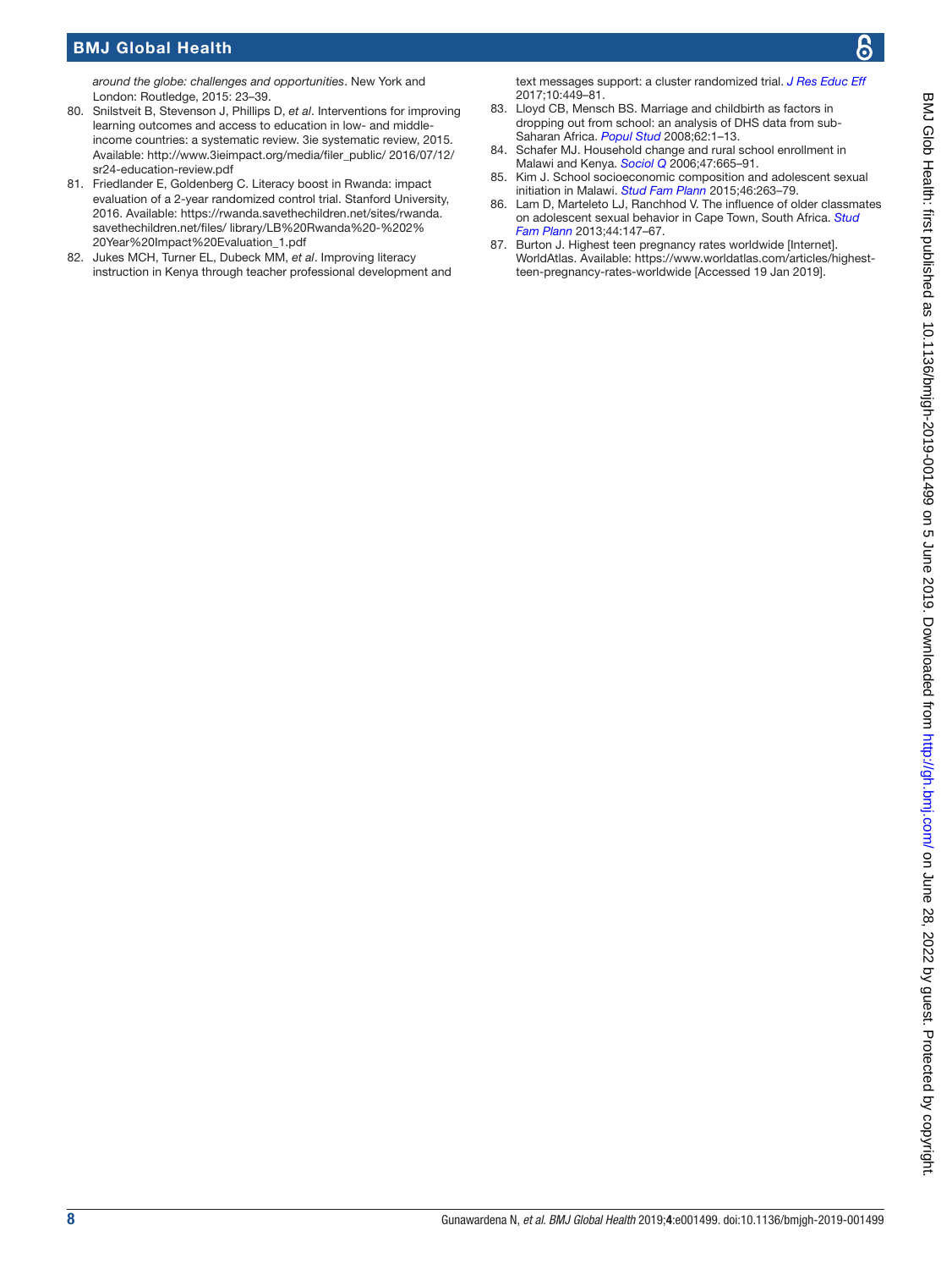*around the globe: challenges and opportunities*. New York and London: Routledge, 2015: 23–39.

80. Snilstveit B, Stevenson J, Phillips D, *et al*. Interventions for improving learning outcomes and access to education in low- and middle-income countries: a systematic review. 3ie systematic review, 2015. Available: http://www.3ieimpact.org/media/filer_public/ 2016/07/12/sr24-education-review.pdf
81. Friedlander E, Goldenberg C. Literacy boost in Rwanda: impact evaluation of a 2-year randomized control trial. Stanford University, 2016. Available: https://rwanda.savethechildren.net/sites/rwanda.savethechildren.net/files/ library/LB%20Rwanda%20-%202%20Year%20Impact%20Evaluation_1.pdf
82. Jukes MCH, Turner EL, Dubeck MM, *et al*. Improving literacy instruction in Kenya through teacher professional development and text messages support: a cluster randomized trial. *J Res Educ Eff* 2017;10:449–81.
83. Lloyd CB, Mensch BS. Marriage and childbirth as factors in dropping out from school: an analysis of DHS data from sub-Saharan Africa. *Popul Stud* 2008;62:1–13.
84. Schafer MJ. Household change and rural school enrollment in Malawi and Kenya. *Sociol Q* 2006;47:665–91.
85. Kim J. School socioeconomic composition and adolescent sexual initiation in Malawi. *Stud Fam Plann* 2015;46:263–79.
86. Lam D, Marteleto LJ, Ranchhod V. The influence of older classmates on adolescent sexual behavior in Cape Town, South Africa. *Stud Fam Plann* 2013;44:147–67.
87. Burton J. Highest teen pregnancy rates worldwide [Internet]. WorldAtlas. Available: https://www.worldatlas.com/articles/highest-teen-pregnancy-rates-worldwide [Accessed 19 Jan 2019].